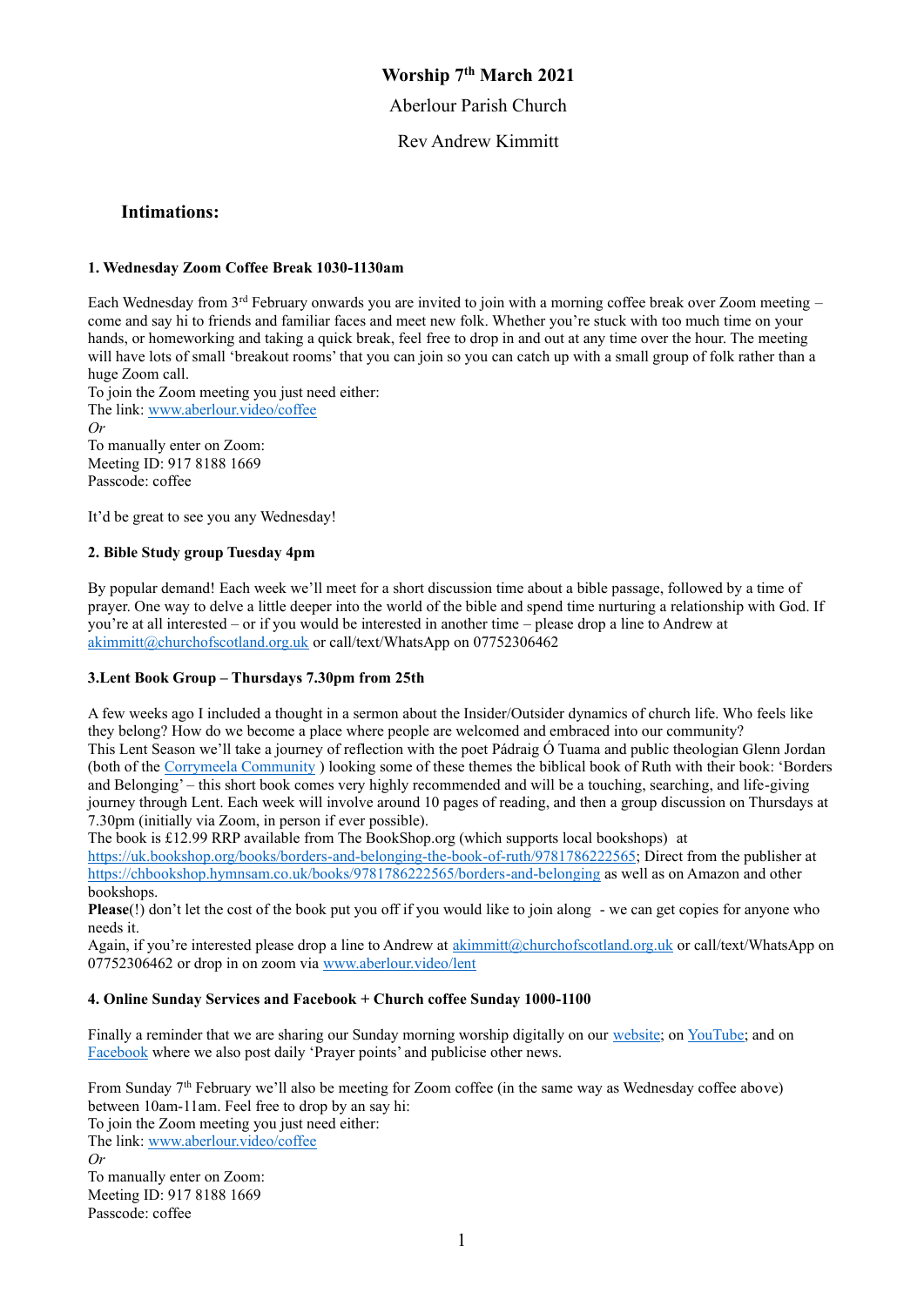# Worship 7th March 2021

Aberlour Parish Church

Rev Andrew Kimmitt

## Intimations:

### 1. Wednesday Zoom Coffee Break 1030-1130am

Each Wednesday from 3rd February onwards you are invited to join with a morning coffee break over Zoom meeting – come and say hi to friends and familiar faces and meet new folk. Whether you're stuck with too much time on your hands, or homeworking and taking a quick break, feel free to drop in and out at any time over the hour. The meeting will have lots of small 'breakout rooms' that you can join so you can catch up with a small group of folk rather than a huge Zoom call.
To join the Zoom meeting you just need either:
The link: www.aberlour.video/coffee
*Or*
To manually enter on Zoom:
Meeting ID: 917 8188 1669
Passcode: coffee

It'd be great to see you any Wednesday!

### 2. Bible Study group Tuesday 4pm

By popular demand! Each week we'll meet for a short discussion time about a bible passage, followed by a time of prayer. One way to delve a little deeper into the world of the bible and spend time nurturing a relationship with God. If you're at all interested – or if you would be interested in another time – please drop a line to Andrew at akimmitt@churchofscotland.org.uk or call/text/WhatsApp on 07752306462

### 3.Lent Book Group – Thursdays 7.30pm from 25th

A few weeks ago I included a thought in a sermon about the Insider/Outsider dynamics of church life. Who feels like they belong? How do we become a place where people are welcomed and embraced into our community?
This Lent Season we'll take a journey of reflection with the poet Pádraig Ó Tuama and public theologian Glenn Jordan (both of the Corrymeela Community ) looking some of these themes the biblical book of Ruth with their book: 'Borders and Belonging' – this short book comes very highly recommended and will be a touching, searching, and life-giving journey through Lent. Each week will involve around 10 pages of reading, and then a group discussion on Thursdays at 7.30pm (initially via Zoom, in person if ever possible).
The book is £12.99 RRP available from The BookShop.org (which supports local bookshops) at https://uk.bookshop.org/books/borders-and-belonging-the-book-of-ruth/9781786222565; Direct from the publisher at https://chbookshop.hymnsam.co.uk/books/9781786222565/borders-and-belonging as well as on Amazon and other bookshops.
**Please**(!) don't let the cost of the book put you off if you would like to join along - we can get copies for anyone who needs it.
Again, if you're interested please drop a line to Andrew at akimmitt@churchofscotland.org.uk or call/text/WhatsApp on 07752306462 or drop in on zoom via www.aberlour.video/lent

### 4. Online Sunday Services and Facebook + Church coffee Sunday 1000-1100

Finally a reminder that we are sharing our Sunday morning worship digitally on our website; on YouTube; and on Facebook where we also post daily 'Prayer points' and publicise other news.

From Sunday 7th February we'll also be meeting for Zoom coffee (in the same way as Wednesday coffee above) between 10am-11am. Feel free to drop by an say hi:
To join the Zoom meeting you just need either:
The link: www.aberlour.video/coffee
*Or*
To manually enter on Zoom:
Meeting ID: 917 8188 1669
Passcode: coffee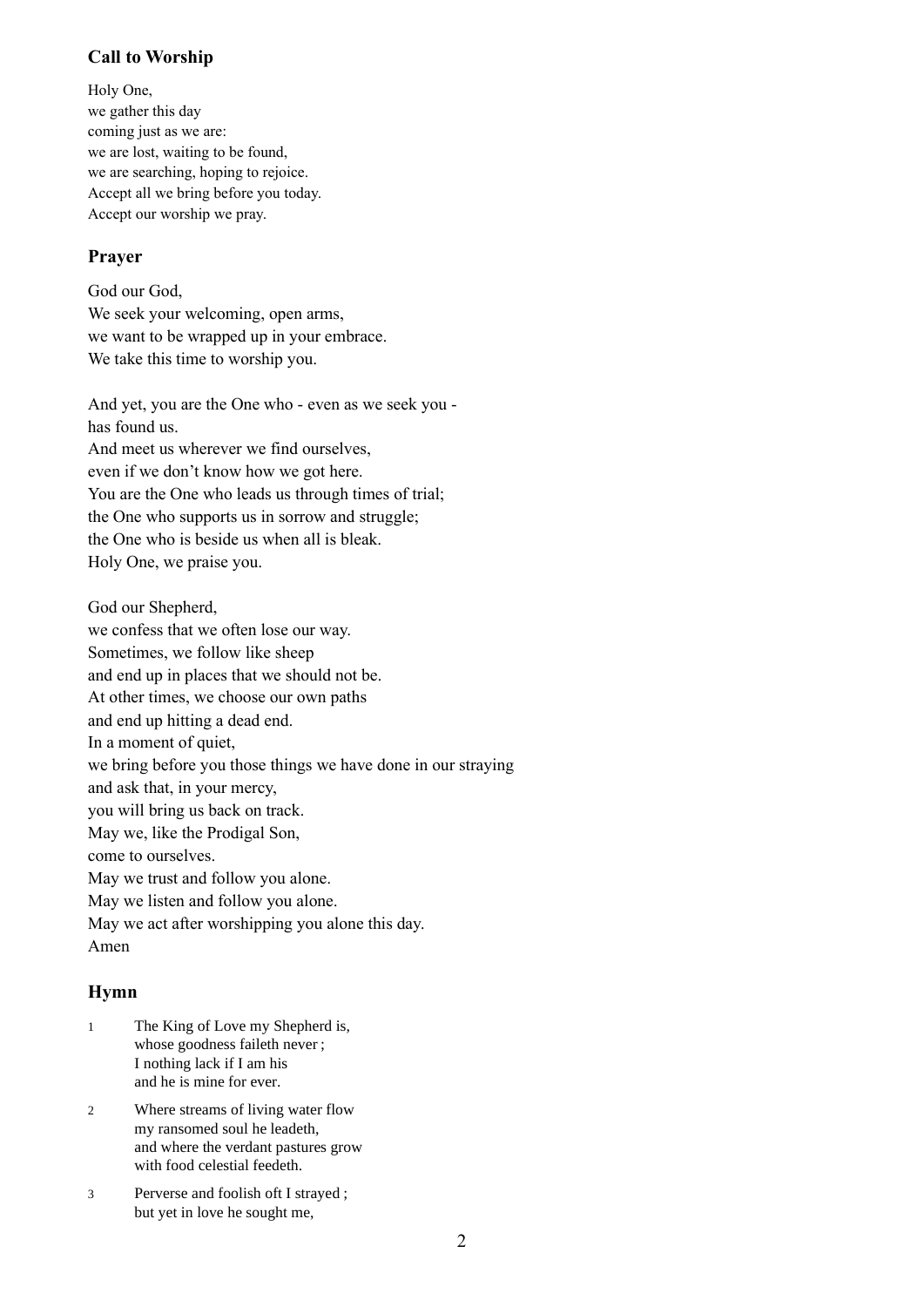## Call to Worship

Holy One,  
we gather this day  
coming just as we are:  
we are lost, waiting to be found,  
we are searching, hoping to rejoice.  
Accept all we bring before you today.  
Accept our worship we pray.

## Prayer

God our God,  
We seek your welcoming, open arms,  
we want to be wrapped up in your embrace.  
We take this time to worship you.

And yet, you are the One who - even as we seek you -  
has found us.  
And meet us wherever we find ourselves,  
even if we don't know how we got here.  
You are the One who leads us through times of trial;  
the One who supports us in sorrow and struggle;  
the One who is beside us when all is bleak.  
Holy One, we praise you.

God our Shepherd,  
we confess that we often lose our way.  
Sometimes, we follow like sheep  
and end up in places that we should not be.  
At other times, we choose our own paths  
and end up hitting a dead end.  
In a moment of quiet,  
we bring before you those things we have done in our straying  
and ask that, in your mercy,  
you will bring us back on track.  
May we, like the Prodigal Son,  
come to ourselves.  
May we trust and follow you alone.  
May we listen and follow you alone.  
May we act after worshipping you alone this day.  
Amen

## Hymn

1. The King of Love my Shepherd is,  
   whose goodness faileth never ;  
   I nothing lack if I am his  
   and he is mine for ever.

2. Where streams of living water flow  
   my ransomed soul he leadeth,  
   and where the verdant pastures grow  
   with food celestial feedeth.

3. Perverse and foolish oft I strayed ;  
   but yet in love he sought me,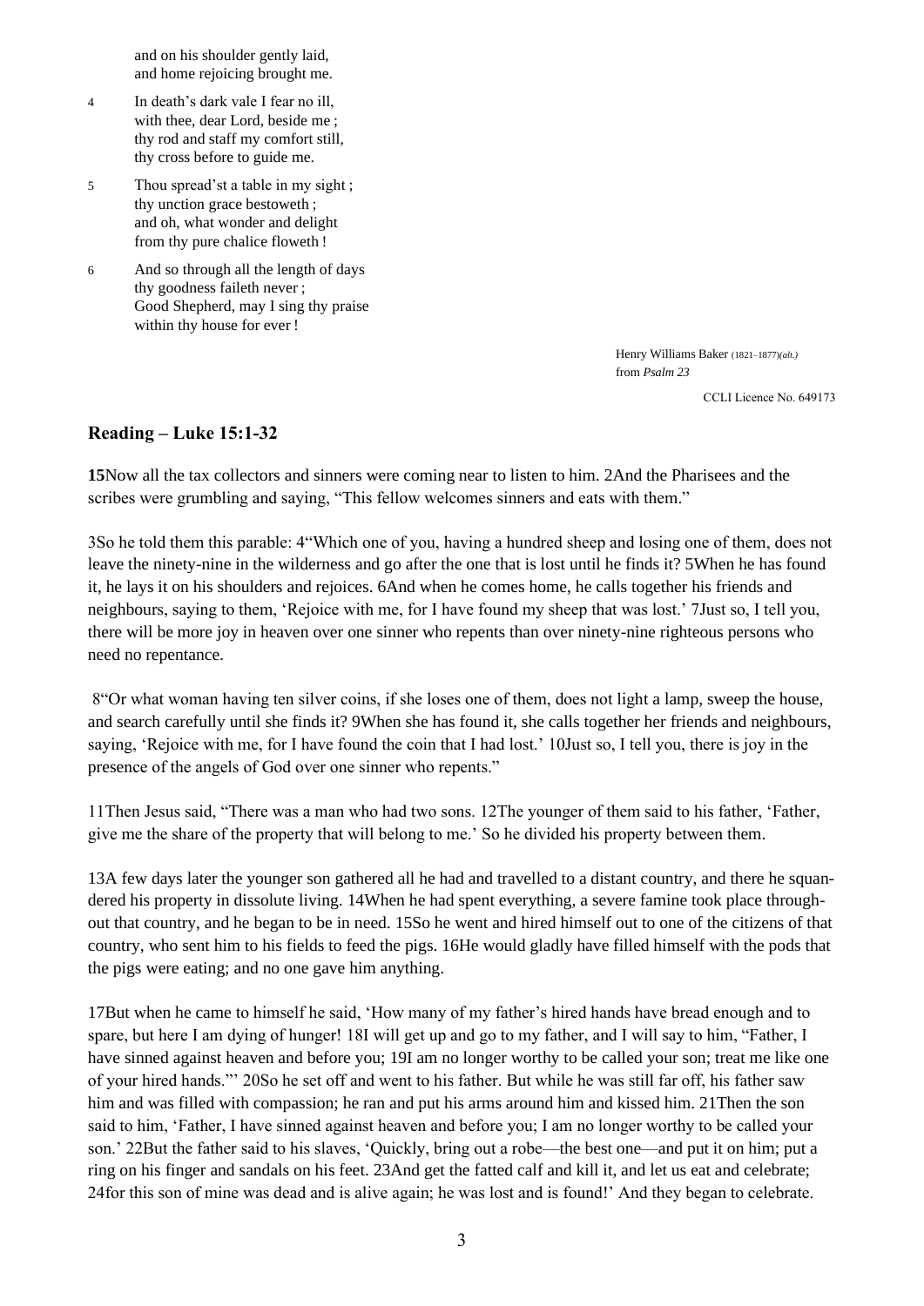and on his shoulder gently laid,
and home rejoicing brought me.

4 In death's dark vale I fear no ill,
with thee, dear Lord, beside me ;
thy rod and staff my comfort still,
thy cross before to guide me.

5 Thou spread'st a table in my sight ;
thy unction grace bestoweth ;
and oh, what wonder and delight
from thy pure chalice floweth !

6 And so through all the length of days
thy goodness faileth never ;
Good Shepherd, may I sing thy praise
within thy house for ever !

Henry Williams Baker (1821–1877)*(alt.)*
from *Psalm 23*

CCLI Licence No. 649173

## Reading – Luke 15:1-32

**15**Now all the tax collectors and sinners were coming near to listen to him. 2And the Pharisees and the scribes were grumbling and saying, "This fellow welcomes sinners and eats with them."

3So he told them this parable: 4"Which one of you, having a hundred sheep and losing one of them, does not leave the ninety-nine in the wilderness and go after the one that is lost until he finds it? 5When he has found it, he lays it on his shoulders and rejoices. 6And when he comes home, he calls together his friends and neighbours, saying to them, 'Rejoice with me, for I have found my sheep that was lost.' 7Just so, I tell you, there will be more joy in heaven over one sinner who repents than over ninety-nine righteous persons who need no repentance.

8"Or what woman having ten silver coins, if she loses one of them, does not light a lamp, sweep the house, and search carefully until she finds it? 9When she has found it, she calls together her friends and neighbours, saying, 'Rejoice with me, for I have found the coin that I had lost.' 10Just so, I tell you, there is joy in the presence of the angels of God over one sinner who repents."

11Then Jesus said, "There was a man who had two sons. 12The younger of them said to his father, 'Father, give me the share of the property that will belong to me.' So he divided his property between them.

13A few days later the younger son gathered all he had and travelled to a distant country, and there he squandered his property in dissolute living. 14When he had spent everything, a severe famine took place throughout that country, and he began to be in need. 15So he went and hired himself out to one of the citizens of that country, who sent him to his fields to feed the pigs. 16He would gladly have filled himself with the pods that the pigs were eating; and no one gave him anything.

17But when he came to himself he said, 'How many of my father's hired hands have bread enough and to spare, but here I am dying of hunger! 18I will get up and go to my father, and I will say to him, "Father, I have sinned against heaven and before you; 19I am no longer worthy to be called your son; treat me like one of your hired hands."' 20So he set off and went to his father. But while he was still far off, his father saw him and was filled with compassion; he ran and put his arms around him and kissed him. 21Then the son said to him, 'Father, I have sinned against heaven and before you; I am no longer worthy to be called your son.' 22But the father said to his slaves, 'Quickly, bring out a robe—the best one—and put it on him; put a ring on his finger and sandals on his feet. 23And get the fatted calf and kill it, and let us eat and celebrate; 24for this son of mine was dead and is alive again; he was lost and is found!' And they began to celebrate.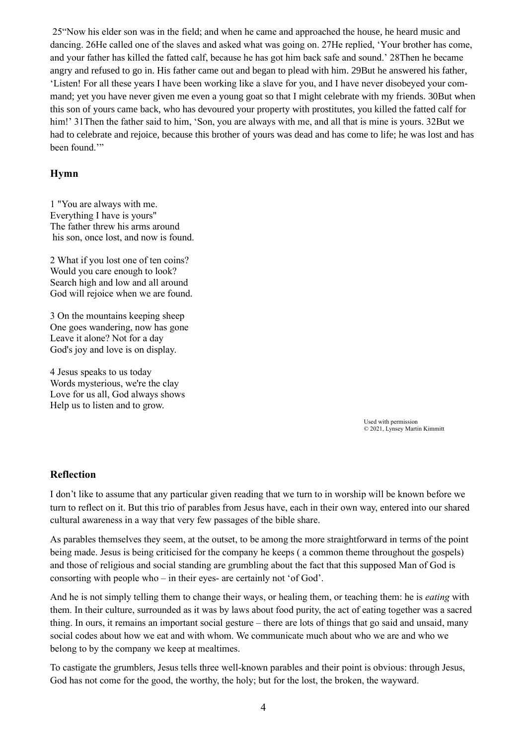25"Now his elder son was in the field; and when he came and approached the house, he heard music and dancing. 26He called one of the slaves and asked what was going on. 27He replied, 'Your brother has come, and your father has killed the fatted calf, because he has got him back safe and sound.' 28Then he became angry and refused to go in. His father came out and began to plead with him. 29But he answered his father, 'Listen! For all these years I have been working like a slave for you, and I have never disobeyed your command; yet you have never given me even a young goat so that I might celebrate with my friends. 30But when this son of yours came back, who has devoured your property with prostitutes, you killed the fatted calf for him!' 31Then the father said to him, 'Son, you are always with me, and all that is mine is yours. 32But we had to celebrate and rejoice, because this brother of yours was dead and has come to life; he was lost and has been found.'"

## Hymn

1 "You are always with me.
Everything I have is yours"
The father threw his arms around
his son, once lost, and now is found.

2 What if you lost one of ten coins?
Would you care enough to look?
Search high and low and all around
God will rejoice when we are found.

3 On the mountains keeping sheep
One goes wandering, now has gone
Leave it alone? Not for a day
God's joy and love is on display.

4 Jesus speaks to us today
Words mysterious, we're the clay
Love for us all, God always shows
Help us to listen and to grow.

Used with permission
© 2021, Lynsey Martin Kimmitt

## Reflection

I don't like to assume that any particular given reading that we turn to in worship will be known before we turn to reflect on it. But this trio of parables from Jesus have, each in their own way, entered into our shared cultural awareness in a way that very few passages of the bible share.

As parables themselves they seem, at the outset, to be among the more straightforward in terms of the point being made. Jesus is being criticised for the company he keeps ( a common theme throughout the gospels) and those of religious and social standing are grumbling about the fact that this supposed Man of God is consorting with people who – in their eyes- are certainly not 'of God'.

And he is not simply telling them to change their ways, or healing them, or teaching them: he is *eating* with them. In their culture, surrounded as it was by laws about food purity, the act of eating together was a sacred thing. In ours, it remains an important social gesture – there are lots of things that go said and unsaid, many social codes about how we eat and with whom. We communicate much about who we are and who we belong to by the company we keep at mealtimes.

To castigate the grumblers, Jesus tells three well-known parables and their point is obvious: through Jesus, God has not come for the good, the worthy, the holy; but for the lost, the broken, the wayward.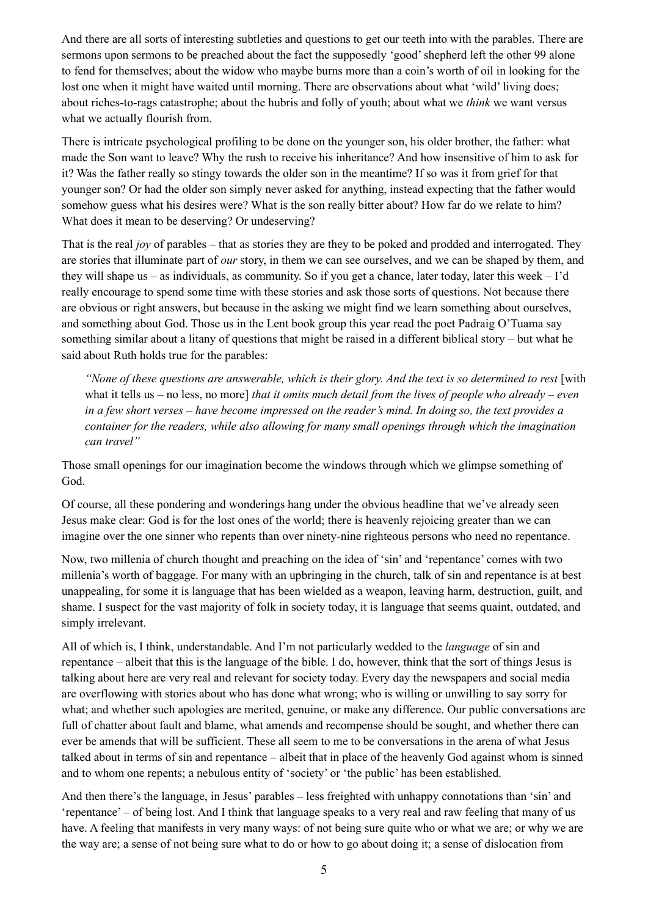And there are all sorts of interesting subtleties and questions to get our teeth into with the parables. There are sermons upon sermons to be preached about the fact the supposedly 'good' shepherd left the other 99 alone to fend for themselves; about the widow who maybe burns more than a coin's worth of oil in looking for the lost one when it might have waited until morning. There are observations about what 'wild' living does; about riches-to-rags catastrophe; about the hubris and folly of youth; about what we *think* we want versus what we actually flourish from.

There is intricate psychological profiling to be done on the younger son, his older brother, the father: what made the Son want to leave? Why the rush to receive his inheritance? And how insensitive of him to ask for it? Was the father really so stingy towards the older son in the meantime? If so was it from grief for that younger son? Or had the older son simply never asked for anything, instead expecting that the father would somehow guess what his desires were? What is the son really bitter about? How far do we relate to him? What does it mean to be deserving? Or undeserving?

That is the real *joy* of parables – that as stories they are they to be poked and prodded and interrogated. They are stories that illuminate part of *our* story, in them we can see ourselves, and we can be shaped by them, and they will shape us – as individuals, as community. So if you get a chance, later today, later this week – I'd really encourage to spend some time with these stories and ask those sorts of questions. Not because there are obvious or right answers, but because in the asking we might find we learn something about ourselves, and something about God. Those us in the Lent book group this year read the poet Padraig O'Tuama say something similar about a litany of questions that might be raised in a different biblical story – but what he said about Ruth holds true for the parables:

> *"None of these questions are answerable, which is their glory. And the text is so determined to rest* [with what it tells us – no less, no more] *that it omits much detail from the lives of people who already – even in a few short verses – have become impressed on the reader's mind. In doing so, the text provides a container for the readers, while also allowing for many small openings through which the imagination can travel"*

Those small openings for our imagination become the windows through which we glimpse something of God.

Of course, all these pondering and wonderings hang under the obvious headline that we've already seen Jesus make clear: God is for the lost ones of the world; there is heavenly rejoicing greater than we can imagine over the one sinner who repents than over ninety-nine righteous persons who need no repentance.

Now, two millenia of church thought and preaching on the idea of 'sin' and 'repentance' comes with two millenia's worth of baggage. For many with an upbringing in the church, talk of sin and repentance is at best unappealing, for some it is language that has been wielded as a weapon, leaving harm, destruction, guilt, and shame. I suspect for the vast majority of folk in society today, it is language that seems quaint, outdated, and simply irrelevant.

All of which is, I think, understandable. And I'm not particularly wedded to the *language* of sin and repentance – albeit that this is the language of the bible. I do, however, think that the sort of things Jesus is talking about here are very real and relevant for society today. Every day the newspapers and social media are overflowing with stories about who has done what wrong; who is willing or unwilling to say sorry for what; and whether such apologies are merited, genuine, or make any difference. Our public conversations are full of chatter about fault and blame, what amends and recompense should be sought, and whether there can ever be amends that will be sufficient. These all seem to me to be conversations in the arena of what Jesus talked about in terms of sin and repentance – albeit that in place of the heavenly God against whom is sinned and to whom one repents; a nebulous entity of 'society' or 'the public' has been established.

And then there's the language, in Jesus' parables – less freighted with unhappy connotations than 'sin' and 'repentance' – of being lost. And I think that language speaks to a very real and raw feeling that many of us have. A feeling that manifests in very many ways: of not being sure quite who or what we are; or why we are the way are; a sense of not being sure what to do or how to go about doing it; a sense of dislocation from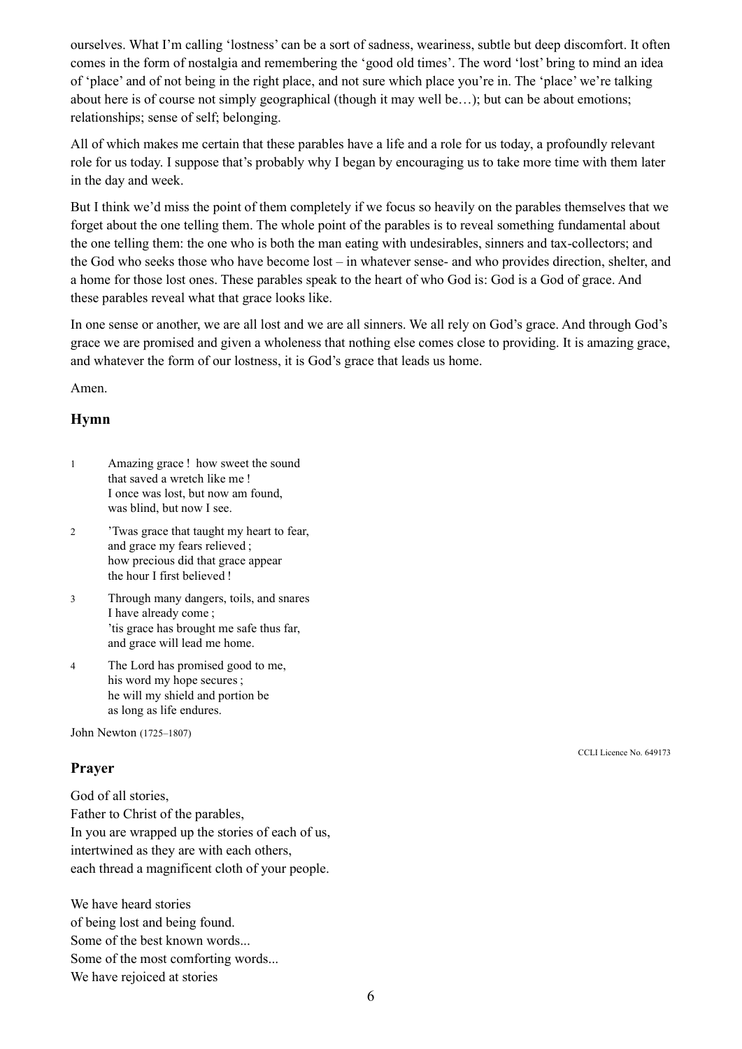ourselves. What I'm calling 'lostness' can be a sort of sadness, weariness, subtle but deep discomfort. It often comes in the form of nostalgia and remembering the 'good old times'. The word 'lost' bring to mind an idea of 'place' and of not being in the right place, and not sure which place you're in. The 'place' we're talking about here is of course not simply geographical (though it may well be…); but can be about emotions; relationships; sense of self; belonging.

All of which makes me certain that these parables have a life and a role for us today, a profoundly relevant role for us today. I suppose that's probably why I began by encouraging us to take more time with them later in the day and week.

But I think we'd miss the point of them completely if we focus so heavily on the parables themselves that we forget about the one telling them. The whole point of the parables is to reveal something fundamental about the one telling them: the one who is both the man eating with undesirables, sinners and tax-collectors; and the God who seeks those who have become lost – in whatever sense- and who provides direction, shelter, and a home for those lost ones. These parables speak to the heart of who God is: God is a God of grace. And these parables reveal what that grace looks like.

In one sense or another, we are all lost and we are all sinners. We all rely on God's grace. And through God's grace we are promised and given a wholeness that nothing else comes close to providing. It is amazing grace, and whatever the form of our lostness, it is God's grace that leads us home.

Amen.

## Hymn

1 Amazing grace ! how sweet the sound
that saved a wretch like me !
I once was lost, but now am found,
was blind, but now I see.

2 'Twas grace that taught my heart to fear,
and grace my fears relieved ;
how precious did that grace appear
the hour I first believed !

3 Through many dangers, toils, and snares
I have already come ;
'tis grace has brought me safe thus far,
and grace will lead me home.

4 The Lord has promised good to me,
his word my hope secures ;
he will my shield and portion be
as long as life endures.

John Newton (1725–1807)

CCLI Licence No. 649173

## Prayer

God of all stories,
Father to Christ of the parables,
In you are wrapped up the stories of each of us,
intertwined as they are with each others,
each thread a magnificent cloth of your people.

We have heard stories
of being lost and being found.
Some of the best known words...
Some of the most comforting words...
We have rejoiced at stories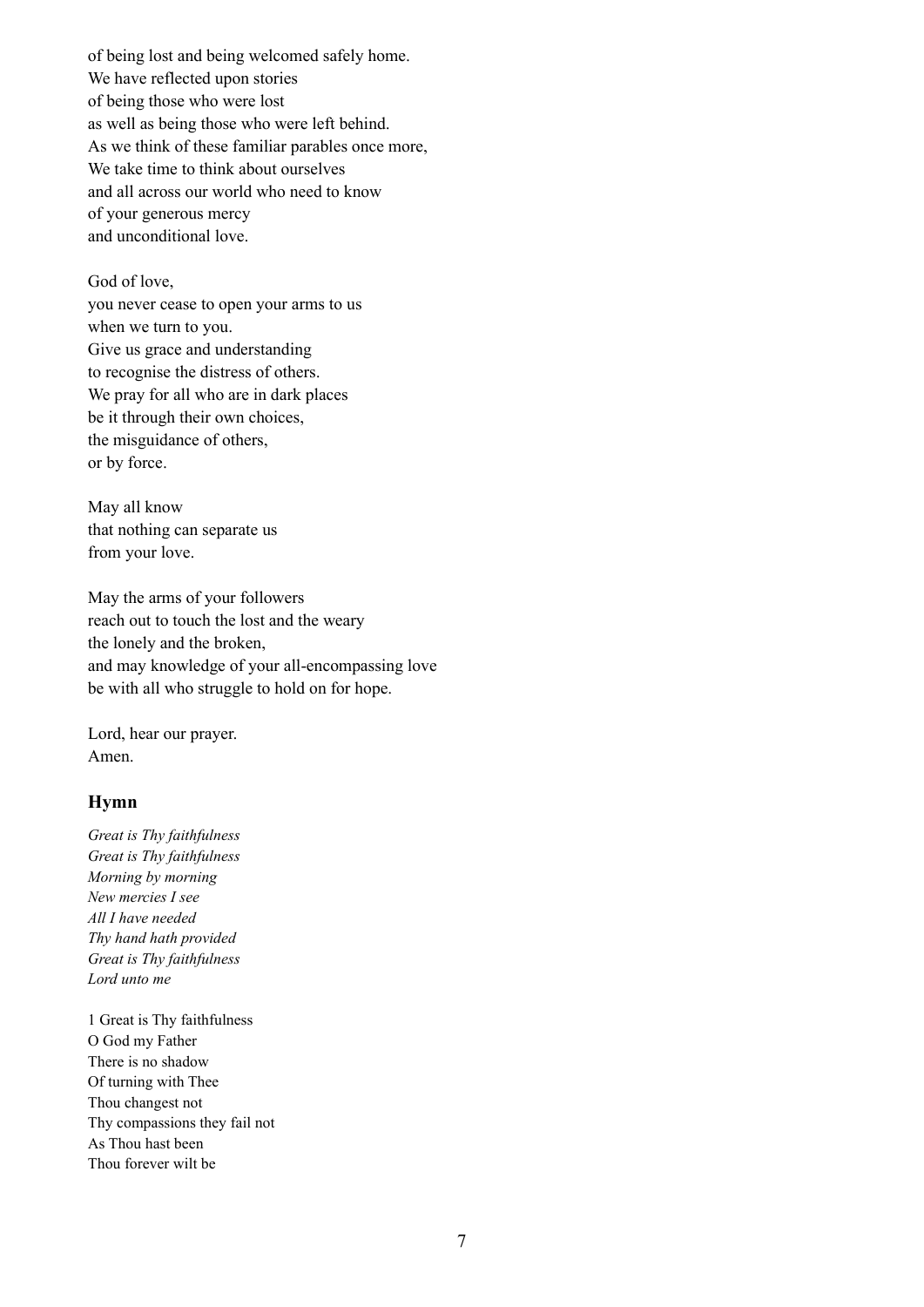of being lost and being welcomed safely home.
We have reflected upon stories
of being those who were lost
as well as being those who were left behind.
As we think of these familiar parables once more,
We take time to think about ourselves
and all across our world who need to know
of your generous mercy
and unconditional love.

God of love,
you never cease to open your arms to us
when we turn to you.
Give us grace and understanding
to recognise the distress of others.
We pray for all who are in dark places
be it through their own choices,
the misguidance of others,
or by force.

May all know
that nothing can separate us
from your love.

May the arms of your followers
reach out to touch the lost and the weary
the lonely and the broken,
and may knowledge of your all-encompassing love
be with all who struggle to hold on for hope.

Lord, hear our prayer.
Amen.

## Hymn

*Great is Thy faithfulness*
*Great is Thy faithfulness*
*Morning by morning*
*New mercies I see*
*All I have needed*
*Thy hand hath provided*
*Great is Thy faithfulness*
*Lord unto me*

1 Great is Thy faithfulness
O God my Father
There is no shadow
Of turning with Thee
Thou changest not
Thy compassions they fail not
As Thou hast been
Thou forever wilt be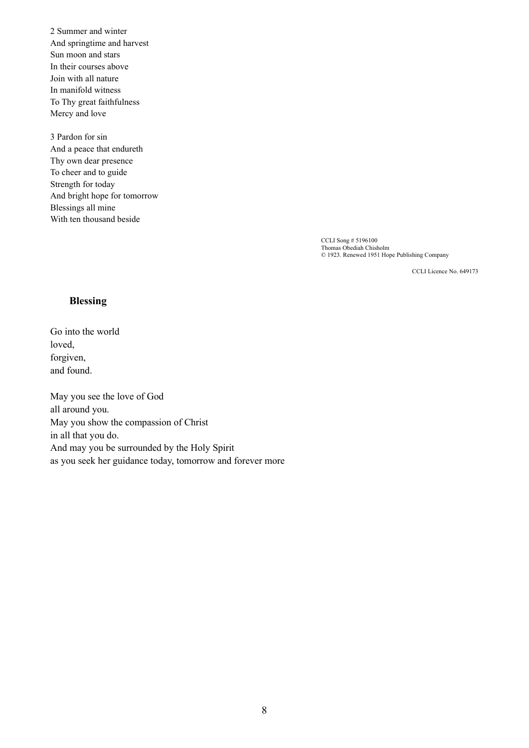2 Summer and winter  
And springtime and harvest  
Sun moon and stars  
In their courses above  
Join with all nature  
In manifold witness  
To Thy great faithfulness  
Mercy and love

3 Pardon for sin  
And a peace that endureth  
Thy own dear presence  
To cheer and to guide  
Strength for today  
And bright hope for tomorrow  
Blessings all mine  
With ten thousand beside

CCLI Song # 5196100  
Thomas Obediah Chisholm  
© 1923. Renewed 1951 Hope Publishing Company

CCLI Licence No. 649173

## Blessing

Go into the world  
loved,  
forgiven,  
and found.

May you see the love of God  
all around you.  
May you show the compassion of Christ  
in all that you do.  
And may you be surrounded by the Holy Spirit  
as you seek her guidance today, tomorrow and forever more